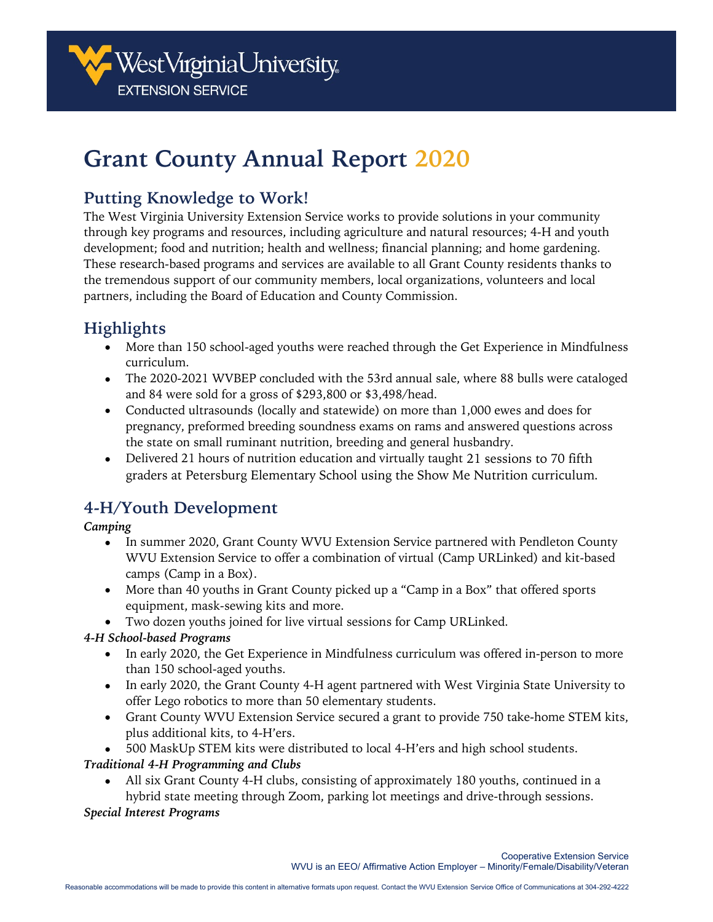West Virginia University
EXTENSION SERVICE

# Grant County Annual Report 2020

## Putting Knowledge to Work!

The West Virginia University Extension Service works to provide solutions in your community through key programs and resources, including agriculture and natural resources; 4-H and youth development; food and nutrition; health and wellness; financial planning; and home gardening. These research-based programs and services are available to all Grant County residents thanks to the tremendous support of our community members, local organizations, volunteers and local partners, including the Board of Education and County Commission.

## Highlights

- More than 150 school-aged youths were reached through the Get Experience in Mindfulness curriculum.
- The 2020-2021 WVBEP concluded with the 53rd annual sale, where 88 bulls were cataloged and 84 were sold for a gross of $293,800 or $3,498/head.
- Conducted ultrasounds (locally and statewide) on more than 1,000 ewes and does for pregnancy, preformed breeding soundness exams on rams and answered questions across the state on small ruminant nutrition, breeding and general husbandry.
- Delivered 21 hours of nutrition education and virtually taught 21 sessions to 70 fifth graders at Petersburg Elementary School using the Show Me Nutrition curriculum.

## 4-H/Youth Development

***Camping***

- In summer 2020, Grant County WVU Extension Service partnered with Pendleton County WVU Extension Service to offer a combination of virtual (Camp URLinked) and kit-based camps (Camp in a Box).
- More than 40 youths in Grant County picked up a "Camp in a Box" that offered sports equipment, mask-sewing kits and more.
- Two dozen youths joined for live virtual sessions for Camp URLinked.

***4-H School-based Programs***

- In early 2020, the Get Experience in Mindfulness curriculum was offered in-person to more than 150 school-aged youths.
- In early 2020, the Grant County 4-H agent partnered with West Virginia State University to offer Lego robotics to more than 50 elementary students.
- Grant County WVU Extension Service secured a grant to provide 750 take-home STEM kits, plus additional kits, to 4-H'ers.
- 500 MaskUp STEM kits were distributed to local 4-H'ers and high school students.

***Traditional 4-H Programming and Clubs***

- All six Grant County 4-H clubs, consisting of approximately 180 youths, continued in a hybrid state meeting through Zoom, parking lot meetings and drive-through sessions.

***Special Interest Programs***

Cooperative Extension Service
WVU is an EEO/ Affirmative Action Employer – Minority/Female/Disability/Veteran

Reasonable accommodations will be made to provide this content in alternative formats upon request. Contact the WVU Extension Service Office of Communications at 304-292-4222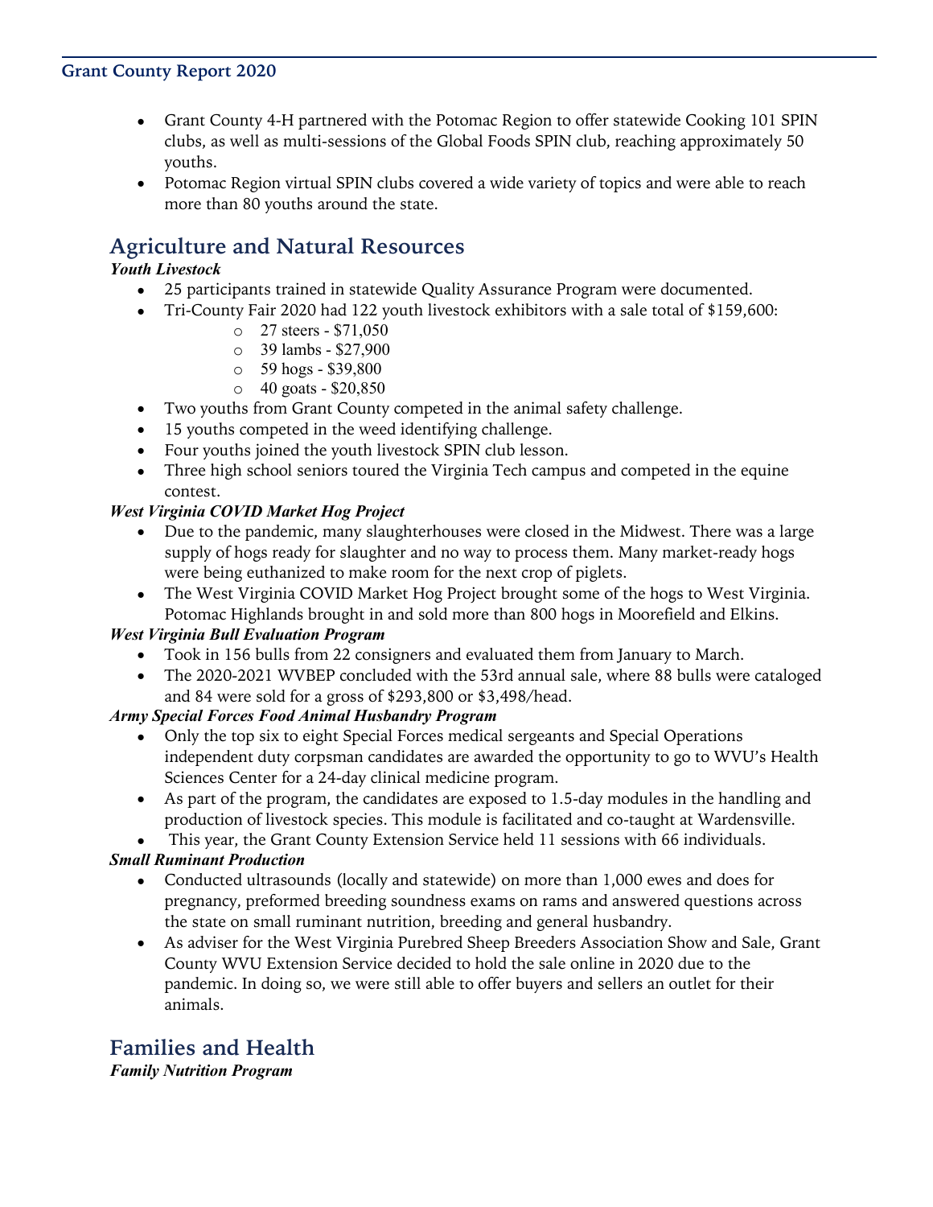- Grant County 4-H partnered with the Potomac Region to offer statewide Cooking 101 SPIN clubs, as well as multi-sessions of the Global Foods SPIN club, reaching approximately 50 youths.
- Potomac Region virtual SPIN clubs covered a wide variety of topics and were able to reach more than 80 youths around the state.

## Agriculture and Natural Resources

***Youth Livestock***

- 25 participants trained in statewide Quality Assurance Program were documented.
- Tri-County Fair 2020 had 122 youth livestock exhibitors with a sale total of $159,600:
  - 27 steers - $71,050
  - 39 lambs - $27,900
  - 59 hogs - $39,800
  - 40 goats - $20,850
- Two youths from Grant County competed in the animal safety challenge.
- 15 youths competed in the weed identifying challenge.
- Four youths joined the youth livestock SPIN club lesson.
- Three high school seniors toured the Virginia Tech campus and competed in the equine contest.

***West Virginia COVID Market Hog Project***

- Due to the pandemic, many slaughterhouses were closed in the Midwest. There was a large supply of hogs ready for slaughter and no way to process them. Many market-ready hogs were being euthanized to make room for the next crop of piglets.
- The West Virginia COVID Market Hog Project brought some of the hogs to West Virginia. Potomac Highlands brought in and sold more than 800 hogs in Moorefield and Elkins.

***West Virginia Bull Evaluation Program***

- Took in 156 bulls from 22 consigners and evaluated them from January to March.
- The 2020-2021 WVBEP concluded with the 53rd annual sale, where 88 bulls were cataloged and 84 were sold for a gross of $293,800 or $3,498/head.

***Army Special Forces Food Animal Husbandry Program***

- Only the top six to eight Special Forces medical sergeants and Special Operations independent duty corpsman candidates are awarded the opportunity to go to WVU's Health Sciences Center for a 24-day clinical medicine program.
- As part of the program, the candidates are exposed to 1.5-day modules in the handling and production of livestock species. This module is facilitated and co-taught at Wardensville.
- This year, the Grant County Extension Service held 11 sessions with 66 individuals.

***Small Ruminant Production***

- Conducted ultrasounds (locally and statewide) on more than 1,000 ewes and does for pregnancy, preformed breeding soundness exams on rams and answered questions across the state on small ruminant nutrition, breeding and general husbandry.
- As adviser for the West Virginia Purebred Sheep Breeders Association Show and Sale, Grant County WVU Extension Service decided to hold the sale online in 2020 due to the pandemic. In doing so, we were still able to offer buyers and sellers an outlet for their animals.

## Families and Health

***Family Nutrition Program***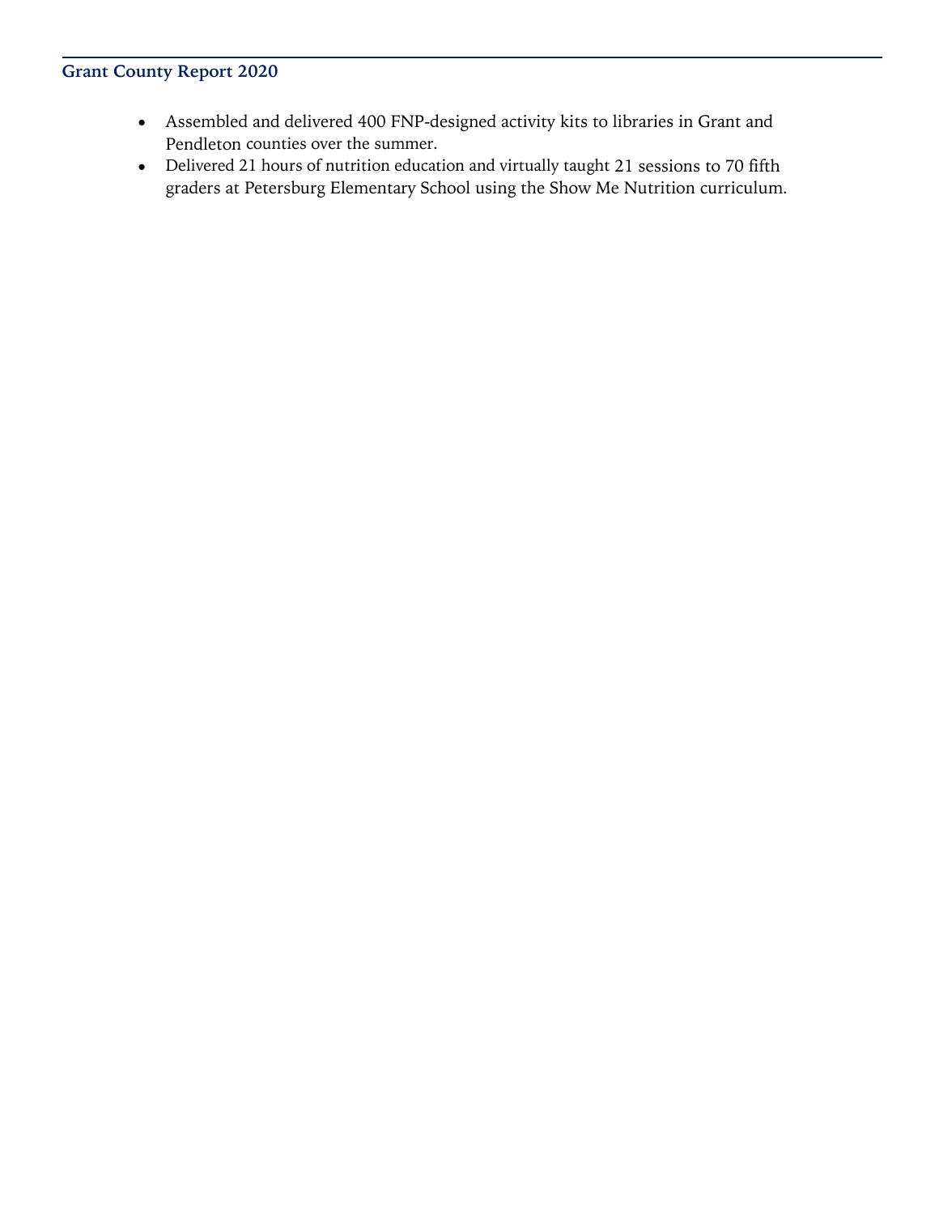- Assembled and delivered 400 FNP-designed activity kits to libraries in Grant and Pendleton counties over the summer.
- Delivered 21 hours of nutrition education and virtually taught 21 sessions to 70 fifth graders at Petersburg Elementary School using the Show Me Nutrition curriculum.